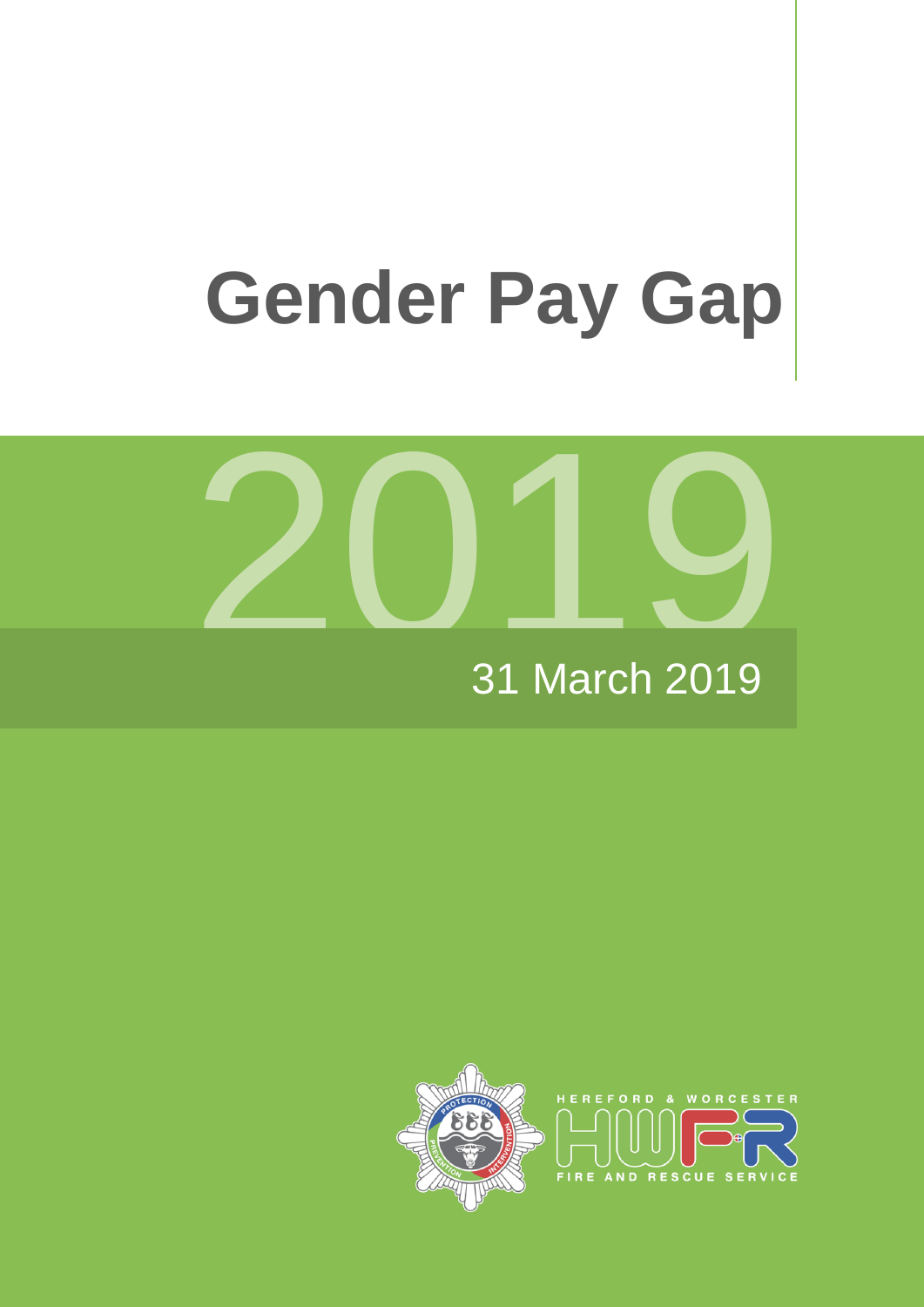# Gender Pay Gap

2019

31 March 2019

HEREFORD & WORCESTER

HWFR

FIRE AND RESCUE SERVICE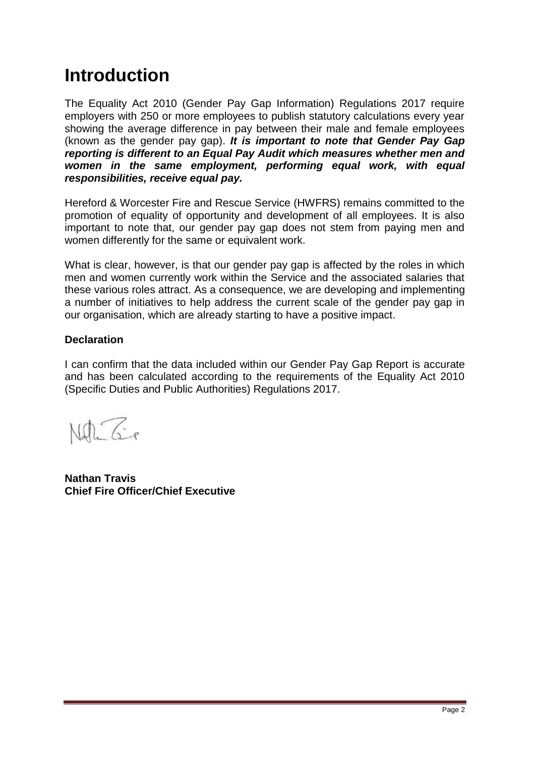# Introduction

The Equality Act 2010 (Gender Pay Gap Information) Regulations 2017 require employers with 250 or more employees to publish statutory calculations every year showing the average difference in pay between their male and female employees (known as the gender pay gap). ***It is important to note that Gender Pay Gap reporting is different to an Equal Pay Audit which measures whether men and women in the same employment, performing equal work, with equal responsibilities, receive equal pay.***

Hereford & Worcester Fire and Rescue Service (HWFRS) remains committed to the promotion of equality of opportunity and development of all employees. It is also important to note that, our gender pay gap does not stem from paying men and women differently for the same or equivalent work.

What is clear, however, is that our gender pay gap is affected by the roles in which men and women currently work within the Service and the associated salaries that these various roles attract. As a consequence, we are developing and implementing a number of initiatives to help address the current scale of the gender pay gap in our organisation, which are already starting to have a positive impact.

### Declaration

I can confirm that the data included within our Gender Pay Gap Report is accurate and has been calculated according to the requirements of the Equality Act 2010 (Specific Duties and Public Authorities) Regulations 2017.

**Nathan Travis**
**Chief Fire Officer/Chief Executive**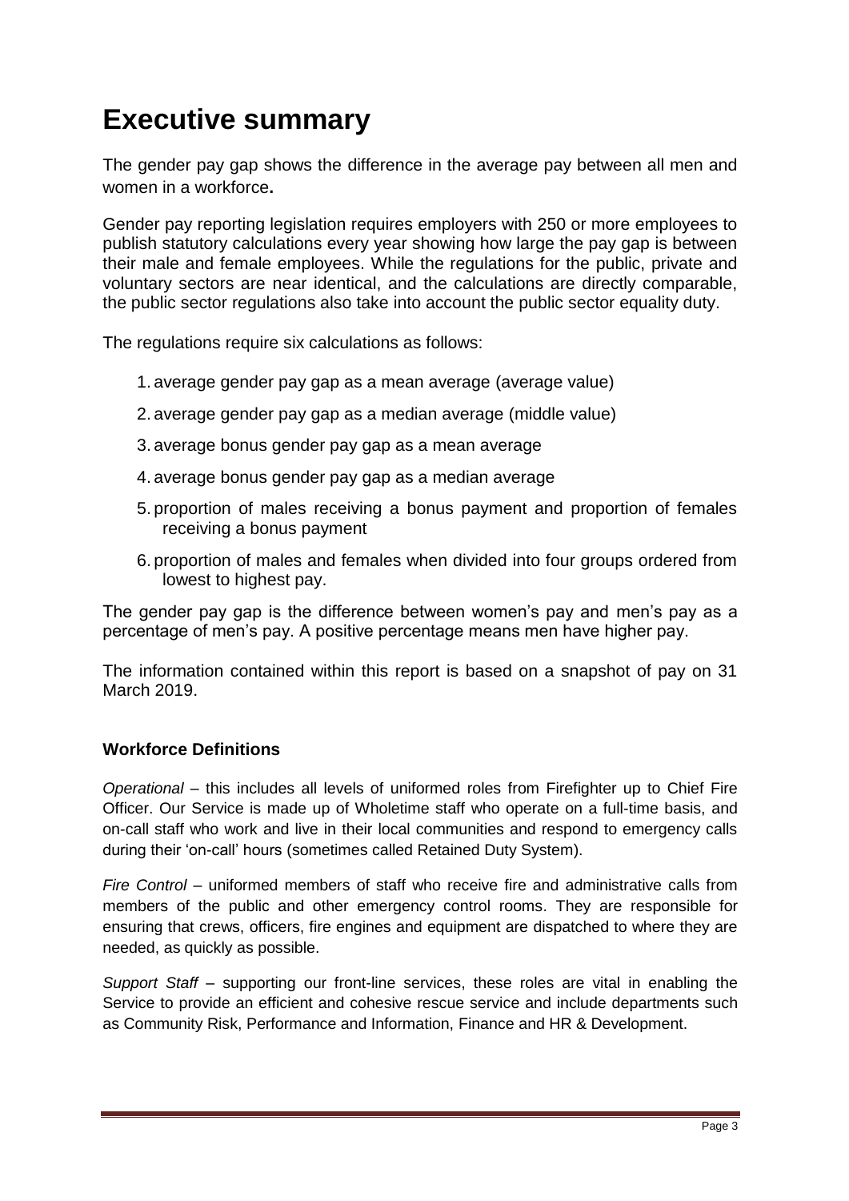# Executive summary

The gender pay gap shows the difference in the average pay between all men and women in a workforce**.**

Gender pay reporting legislation requires employers with 250 or more employees to publish statutory calculations every year showing how large the pay gap is between their male and female employees. While the regulations for the public, private and voluntary sectors are near identical, and the calculations are directly comparable, the public sector regulations also take into account the public sector equality duty.

The regulations require six calculations as follows:

1. average gender pay gap as a mean average (average value)
2. average gender pay gap as a median average (middle value)
3. average bonus gender pay gap as a mean average
4. average bonus gender pay gap as a median average
5. proportion of males receiving a bonus payment and proportion of females receiving a bonus payment
6. proportion of males and females when divided into four groups ordered from lowest to highest pay.

The gender pay gap is the difference between women's pay and men's pay as a percentage of men's pay. A positive percentage means men have higher pay.

The information contained within this report is based on a snapshot of pay on 31 March 2019.

### Workforce Definitions

*Operational* – this includes all levels of uniformed roles from Firefighter up to Chief Fire Officer. Our Service is made up of Wholetime staff who operate on a full-time basis, and on-call staff who work and live in their local communities and respond to emergency calls during their 'on-call' hours (sometimes called Retained Duty System).

*Fire Control* – uniformed members of staff who receive fire and administrative calls from members of the public and other emergency control rooms. They are responsible for ensuring that crews, officers, fire engines and equipment are dispatched to where they are needed, as quickly as possible.

*Support Staff* – supporting our front-line services, these roles are vital in enabling the Service to provide an efficient and cohesive rescue service and include departments such as Community Risk, Performance and Information, Finance and HR & Development.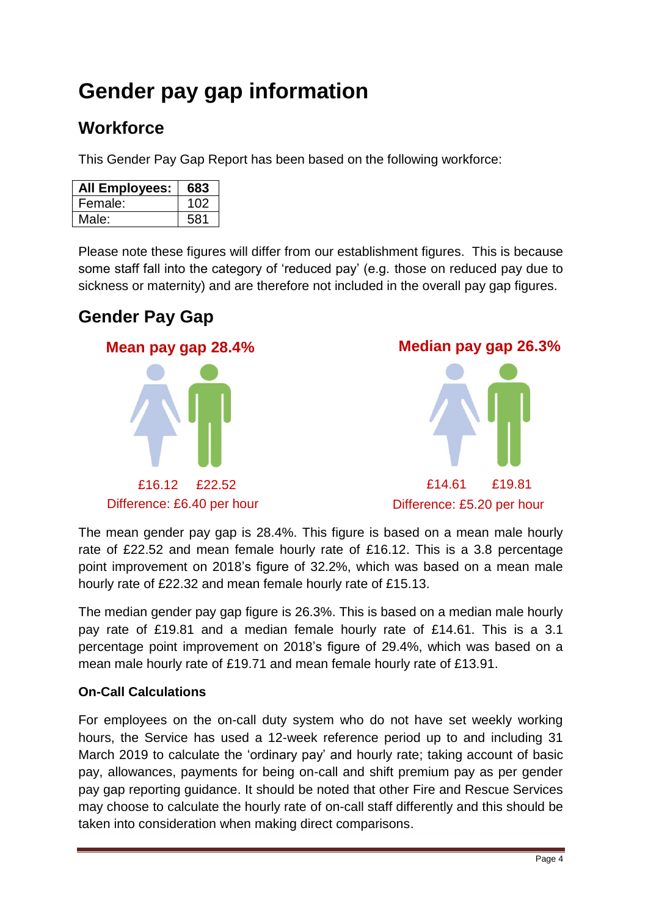# Gender pay gap information

## Workforce

This Gender Pay Gap Report has been based on the following workforce:

| All Employees: | 683 |
|---|---|
| Female: | 102 |
| Male: | 581 |

Please note these figures will differ from our establishment figures. This is because some staff fall into the category of 'reduced pay' (e.g. those on reduced pay due to sickness or maternity) and are therefore not included in the overall pay gap figures.

## Gender Pay Gap

**Mean pay gap 28.4%**

£16.12 £22.52

Difference: £6.40 per hour

**Median pay gap 26.3%**

£14.61 £19.81

Difference: £5.20 per hour

The mean gender pay gap is 28.4%. This figure is based on a mean male hourly rate of £22.52 and mean female hourly rate of £16.12. This is a 3.8 percentage point improvement on 2018's figure of 32.2%, which was based on a mean male hourly rate of £22.32 and mean female hourly rate of £15.13.

The median gender pay gap figure is 26.3%. This is based on a median male hourly pay rate of £19.81 and a median female hourly rate of £14.61. This is a 3.1 percentage point improvement on 2018's figure of 29.4%, which was based on a mean male hourly rate of £19.71 and mean female hourly rate of £13.91.

**On-Call Calculations**

For employees on the on-call duty system who do not have set weekly working hours, the Service has used a 12-week reference period up to and including 31 March 2019 to calculate the 'ordinary pay' and hourly rate; taking account of basic pay, allowances, payments for being on-call and shift premium pay as per gender pay gap reporting guidance. It should be noted that other Fire and Rescue Services may choose to calculate the hourly rate of on-call staff differently and this should be taken into consideration when making direct comparisons.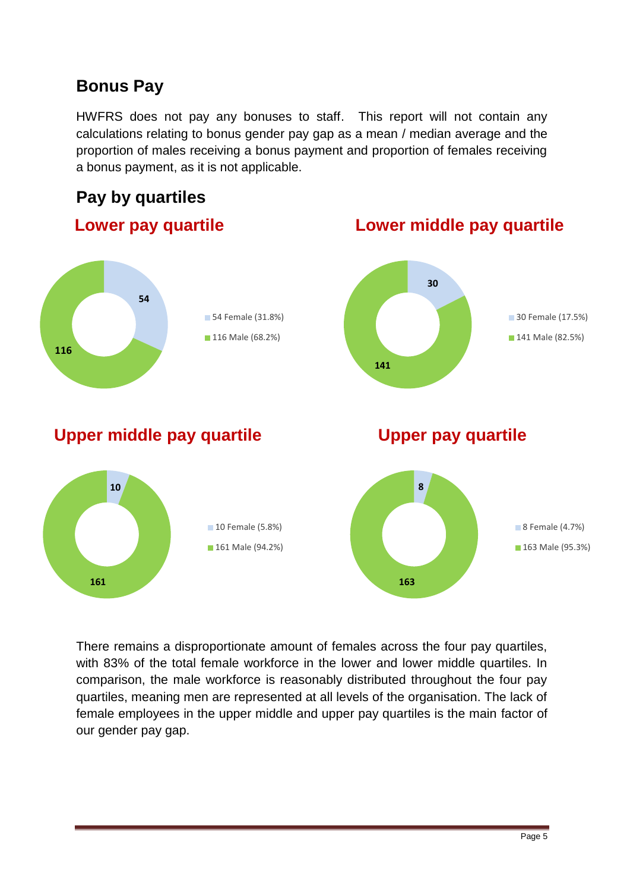## Bonus Pay

HWFRS does not pay any bonuses to staff. This report will not contain any calculations relating to bonus gender pay gap as a mean / median average and the proportion of males receiving a bonus payment and proportion of females receiving a bonus payment, as it is not applicable.

## Pay by quartiles

### Lower pay quartile

54

116

54 Female (31.8%)

116 Male (68.2%)

### Lower middle pay quartile

30

141

30 Female (17.5%)

141 Male (82.5%)

### Upper middle pay quartile

10

161

10 Female (5.8%)

161 Male (94.2%)

### Upper pay quartile

8

163

8 Female (4.7%)

163 Male (95.3%)

There remains a disproportionate amount of females across the four pay quartiles, with 83% of the total female workforce in the lower and lower middle quartiles. In comparison, the male workforce is reasonably distributed throughout the four pay quartiles, meaning men are represented at all levels of the organisation. The lack of female employees in the upper middle and upper pay quartiles is the main factor of our gender pay gap.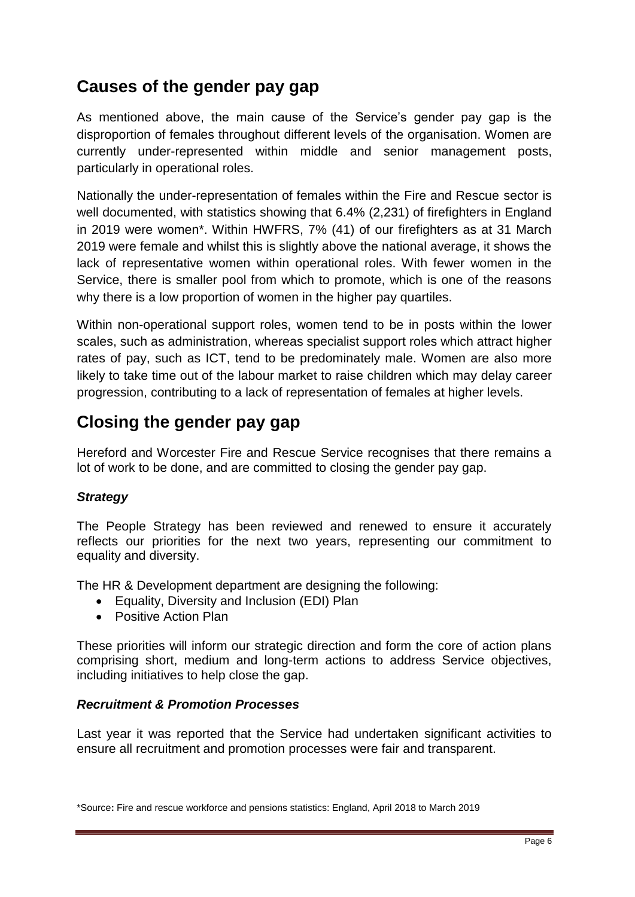## Causes of the gender pay gap

As mentioned above, the main cause of the Service's gender pay gap is the disproportion of females throughout different levels of the organisation. Women are currently under-represented within middle and senior management posts, particularly in operational roles.

Nationally the under-representation of females within the Fire and Rescue sector is well documented, with statistics showing that 6.4% (2,231) of firefighters in England in 2019 were women*. Within HWFRS, 7% (41) of our firefighters as at 31 March 2019 were female and whilst this is slightly above the national average, it shows the lack of representative women within operational roles. With fewer women in the Service, there is smaller pool from which to promote, which is one of the reasons why there is a low proportion of women in the higher pay quartiles.

Within non-operational support roles, women tend to be in posts within the lower scales, such as administration, whereas specialist support roles which attract higher rates of pay, such as ICT, tend to be predominately male. Women are also more likely to take time out of the labour market to raise children which may delay career progression, contributing to a lack of representation of females at higher levels.

## Closing the gender pay gap

Hereford and Worcester Fire and Rescue Service recognises that there remains a lot of work to be done, and are committed to closing the gender pay gap.

### *Strategy*

The People Strategy has been reviewed and renewed to ensure it accurately reflects our priorities for the next two years, representing our commitment to equality and diversity.

The HR & Development department are designing the following:

- Equality, Diversity and Inclusion (EDI) Plan
- Positive Action Plan

These priorities will inform our strategic direction and form the core of action plans comprising short, medium and long-term actions to address Service objectives, including initiatives to help close the gap.

### *Recruitment & Promotion Processes*

Last year it was reported that the Service had undertaken significant activities to ensure all recruitment and promotion processes were fair and transparent.

*Source**:** Fire and rescue workforce and pensions statistics: England, April 2018 to March 2019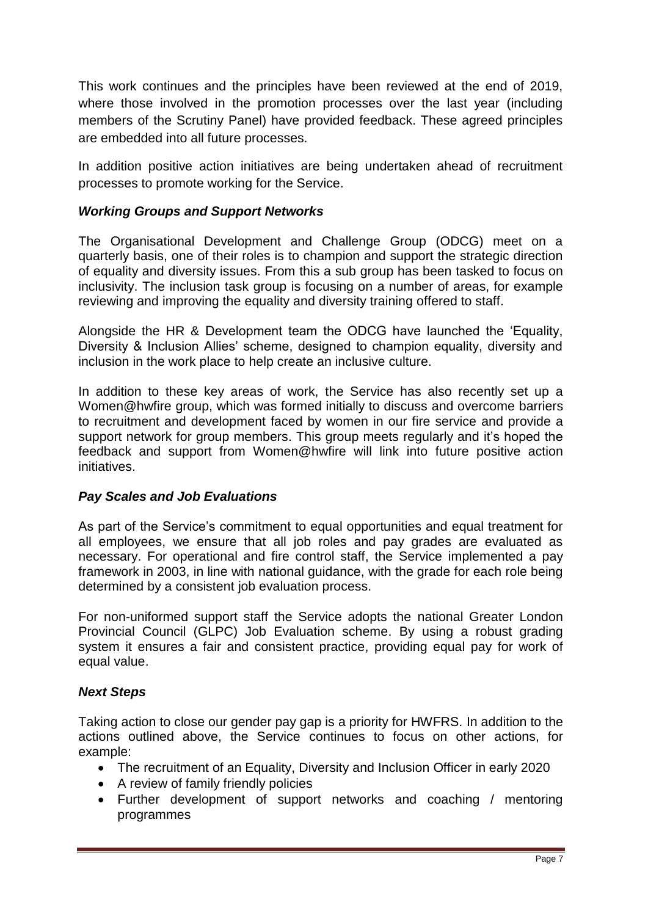This work continues and the principles have been reviewed at the end of 2019, where those involved in the promotion processes over the last year (including members of the Scrutiny Panel) have provided feedback. These agreed principles are embedded into all future processes.

In addition positive action initiatives are being undertaken ahead of recruitment processes to promote working for the Service.

### *Working Groups and Support Networks*

The Organisational Development and Challenge Group (ODCG) meet on a quarterly basis, one of their roles is to champion and support the strategic direction of equality and diversity issues. From this a sub group has been tasked to focus on inclusivity. The inclusion task group is focusing on a number of areas, for example reviewing and improving the equality and diversity training offered to staff.

Alongside the HR & Development team the ODCG have launched the 'Equality, Diversity & Inclusion Allies' scheme, designed to champion equality, diversity and inclusion in the work place to help create an inclusive culture.

In addition to these key areas of work, the Service has also recently set up a Women@hwfire group, which was formed initially to discuss and overcome barriers to recruitment and development faced by women in our fire service and provide a support network for group members. This group meets regularly and it's hoped the feedback and support from Women@hwfire will link into future positive action initiatives.

### *Pay Scales and Job Evaluations*

As part of the Service's commitment to equal opportunities and equal treatment for all employees, we ensure that all job roles and pay grades are evaluated as necessary. For operational and fire control staff, the Service implemented a pay framework in 2003, in line with national guidance, with the grade for each role being determined by a consistent job evaluation process.

For non-uniformed support staff the Service adopts the national Greater London Provincial Council (GLPC) Job Evaluation scheme. By using a robust grading system it ensures a fair and consistent practice, providing equal pay for work of equal value.

### *Next Steps*

Taking action to close our gender pay gap is a priority for HWFRS. In addition to the actions outlined above, the Service continues to focus on other actions, for example:

- The recruitment of an Equality, Diversity and Inclusion Officer in early 2020
- A review of family friendly policies
- Further development of support networks and coaching / mentoring programmes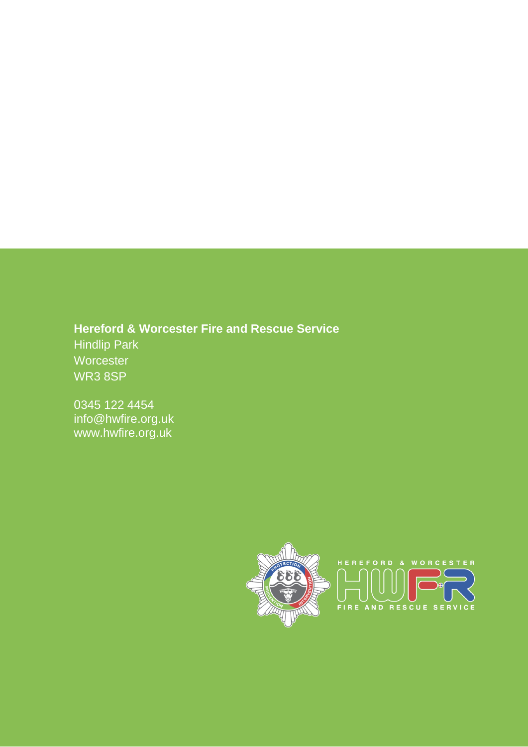**Hereford & Worcester Fire and Rescue Service**
Hindlip Park
Worcester
WR3 8SP

0345 122 4454
info@hwfire.org.uk
www.hwfire.org.uk